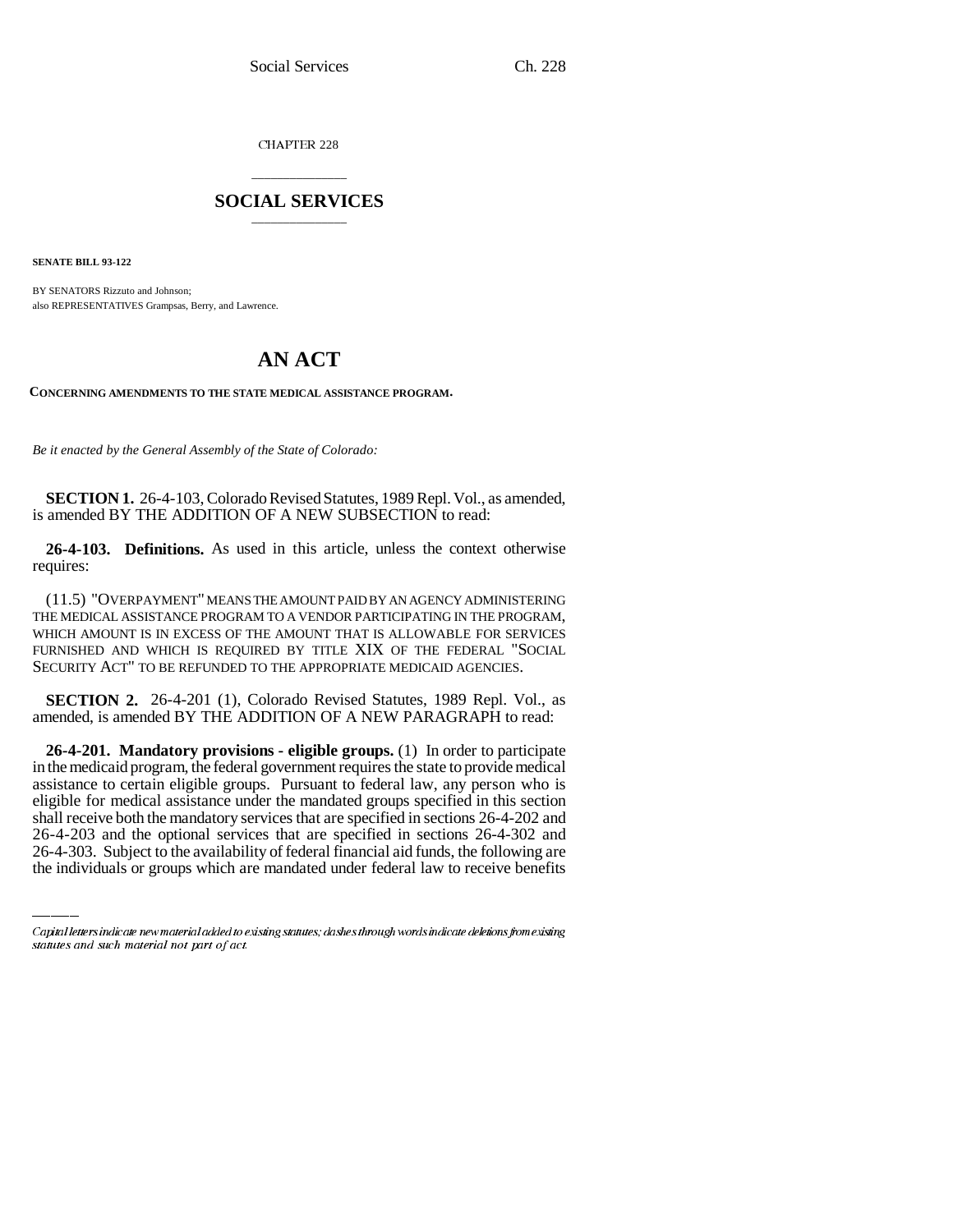CHAPTER 228

# SOCIAL SERVICES

**SENATE BILL 93-122**

BY SENATORS Rizzuto and Johnson;
also REPRESENTATIVES Grampsas, Berry, and Lawrence.

# AN ACT

**CONCERNING AMENDMENTS TO THE STATE MEDICAL ASSISTANCE PROGRAM.**

*Be it enacted by the General Assembly of the State of Colorado:*

**SECTION 1.** 26-4-103, Colorado Revised Statutes, 1989 Repl. Vol., as amended, is amended BY THE ADDITION OF A NEW SUBSECTION to read:

**26-4-103. Definitions.** As used in this article, unless the context otherwise requires:

(11.5) "OVERPAYMENT" MEANS THE AMOUNT PAID BY AN AGENCY ADMINISTERING THE MEDICAL ASSISTANCE PROGRAM TO A VENDOR PARTICIPATING IN THE PROGRAM, WHICH AMOUNT IS IN EXCESS OF THE AMOUNT THAT IS ALLOWABLE FOR SERVICES FURNISHED AND WHICH IS REQUIRED BY TITLE XIX OF THE FEDERAL "SOCIAL SECURITY ACT" TO BE REFUNDED TO THE APPROPRIATE MEDICAID AGENCIES.

**SECTION 2.** 26-4-201 (1), Colorado Revised Statutes, 1989 Repl. Vol., as amended, is amended BY THE ADDITION OF A NEW PARAGRAPH to read:

**26-4-201. Mandatory provisions - eligible groups.** (1) In order to participate in the medicaid program, the federal government requires the state to provide medical assistance to certain eligible groups. Pursuant to federal law, any person who is eligible for medical assistance under the mandated groups specified in this section shall receive both the mandatory services that are specified in sections 26-4-202 and 26-4-203 and the optional services that are specified in sections 26-4-302 and 26-4-303. Subject to the availability of federal financial aid funds, the following are the individuals or groups which are mandated under federal law to receive benefits

Capital letters indicate new material added to existing statutes; dashes through words indicate deletions from existing statutes and such material not part of act.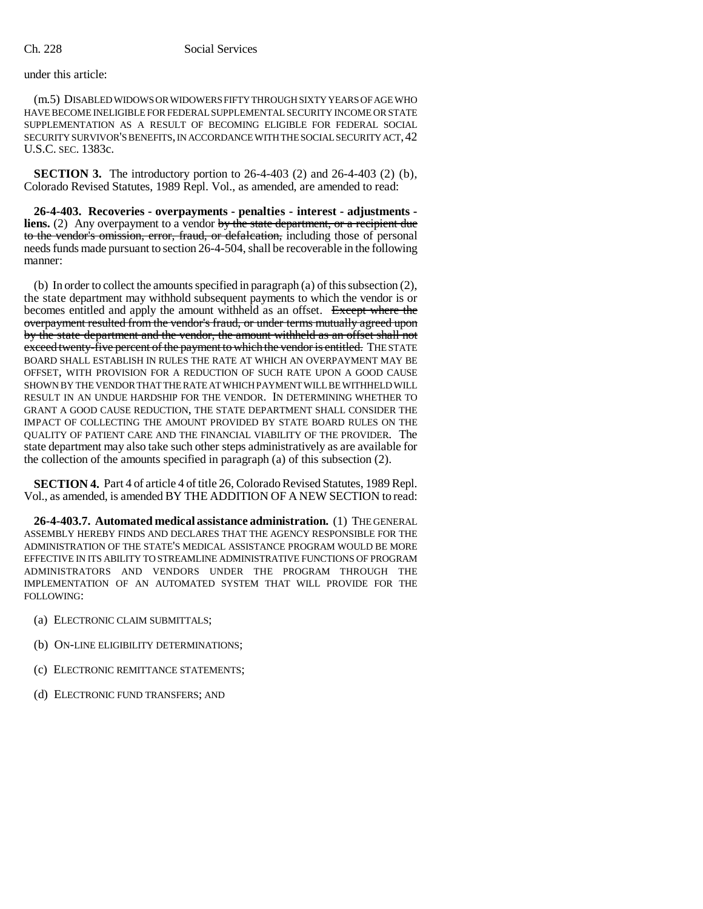under this article:

(m.5) DISABLED WIDOWS OR WIDOWERS FIFTY THROUGH SIXTY YEARS OF AGE WHO HAVE BECOME INELIGIBLE FOR FEDERAL SUPPLEMENTAL SECURITY INCOME OR STATE SUPPLEMENTATION AS A RESULT OF BECOMING ELIGIBLE FOR FEDERAL SOCIAL SECURITY SURVIVOR'S BENEFITS, IN ACCORDANCE WITH THE SOCIAL SECURITY ACT, 42 U.S.C. SEC. 1383c.

**SECTION 3.** The introductory portion to 26-4-403 (2) and 26-4-403 (2) (b), Colorado Revised Statutes, 1989 Repl. Vol., as amended, are amended to read:

**26-4-403. Recoveries - overpayments - penalties - interest - adjustments - liens.** (2) Any overpayment to a vendor ~~by the state department, or a recipient due to the vendor's omission, error, fraud, or defalcation,~~ including those of personal needs funds made pursuant to section 26-4-504, shall be recoverable in the following manner:

(b) In order to collect the amounts specified in paragraph (a) of this subsection (2), the state department may withhold subsequent payments to which the vendor is or becomes entitled and apply the amount withheld as an offset. ~~Except where the overpayment resulted from the vendor's fraud, or under terms mutually agreed upon by the state department and the vendor, the amount withheld as an offset shall not exceed twenty-five percent of the payment to which the vendor is entitled.~~ THE STATE BOARD SHALL ESTABLISH IN RULES THE RATE AT WHICH AN OVERPAYMENT MAY BE OFFSET, WITH PROVISION FOR A REDUCTION OF SUCH RATE UPON A GOOD CAUSE SHOWN BY THE VENDOR THAT THE RATE AT WHICH PAYMENT WILL BE WITHHELD WILL RESULT IN AN UNDUE HARDSHIP FOR THE VENDOR. IN DETERMINING WHETHER TO GRANT A GOOD CAUSE REDUCTION, THE STATE DEPARTMENT SHALL CONSIDER THE IMPACT OF COLLECTING THE AMOUNT PROVIDED BY STATE BOARD RULES ON THE QUALITY OF PATIENT CARE AND THE FINANCIAL VIABILITY OF THE PROVIDER. The state department may also take such other steps administratively as are available for the collection of the amounts specified in paragraph (a) of this subsection (2).

**SECTION 4.** Part 4 of article 4 of title 26, Colorado Revised Statutes, 1989 Repl. Vol., as amended, is amended BY THE ADDITION OF A NEW SECTION to read:

**26-4-403.7. Automated medical assistance administration.** (1) THE GENERAL ASSEMBLY HEREBY FINDS AND DECLARES THAT THE AGENCY RESPONSIBLE FOR THE ADMINISTRATION OF THE STATE'S MEDICAL ASSISTANCE PROGRAM WOULD BE MORE EFFECTIVE IN ITS ABILITY TO STREAMLINE ADMINISTRATIVE FUNCTIONS OF PROGRAM ADMINISTRATORS AND VENDORS UNDER THE PROGRAM THROUGH THE IMPLEMENTATION OF AN AUTOMATED SYSTEM THAT WILL PROVIDE FOR THE FOLLOWING:

(a) ELECTRONIC CLAIM SUBMITTALS;

(b) ON-LINE ELIGIBILITY DETERMINATIONS;

(c) ELECTRONIC REMITTANCE STATEMENTS;

(d) ELECTRONIC FUND TRANSFERS; AND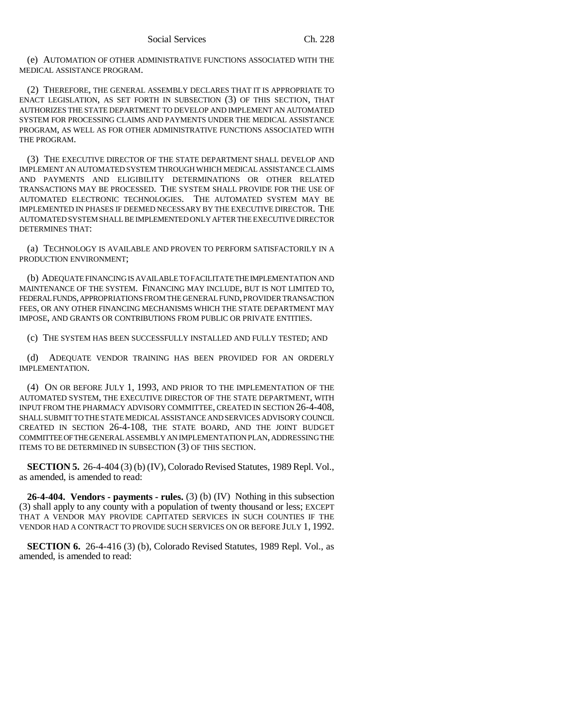(e) AUTOMATION OF OTHER ADMINISTRATIVE FUNCTIONS ASSOCIATED WITH THE MEDICAL ASSISTANCE PROGRAM.

(2) THEREFORE, THE GENERAL ASSEMBLY DECLARES THAT IT IS APPROPRIATE TO ENACT LEGISLATION, AS SET FORTH IN SUBSECTION (3) OF THIS SECTION, THAT AUTHORIZES THE STATE DEPARTMENT TO DEVELOP AND IMPLEMENT AN AUTOMATED SYSTEM FOR PROCESSING CLAIMS AND PAYMENTS UNDER THE MEDICAL ASSISTANCE PROGRAM, AS WELL AS FOR OTHER ADMINISTRATIVE FUNCTIONS ASSOCIATED WITH THE PROGRAM.

(3) THE EXECUTIVE DIRECTOR OF THE STATE DEPARTMENT SHALL DEVELOP AND IMPLEMENT AN AUTOMATED SYSTEM THROUGH WHICH MEDICAL ASSISTANCE CLAIMS AND PAYMENTS AND ELIGIBILITY DETERMINATIONS OR OTHER RELATED TRANSACTIONS MAY BE PROCESSED. THE SYSTEM SHALL PROVIDE FOR THE USE OF AUTOMATED ELECTRONIC TECHNOLOGIES. THE AUTOMATED SYSTEM MAY BE IMPLEMENTED IN PHASES IF DEEMED NECESSARY BY THE EXECUTIVE DIRECTOR. THE AUTOMATED SYSTEM SHALL BE IMPLEMENTED ONLY AFTER THE EXECUTIVE DIRECTOR DETERMINES THAT:

(a) TECHNOLOGY IS AVAILABLE AND PROVEN TO PERFORM SATISFACTORILY IN A PRODUCTION ENVIRONMENT;

(b) ADEQUATE FINANCING IS AVAILABLE TO FACILITATE THE IMPLEMENTATION AND MAINTENANCE OF THE SYSTEM. FINANCING MAY INCLUDE, BUT IS NOT LIMITED TO, FEDERAL FUNDS, APPROPRIATIONS FROM THE GENERAL FUND, PROVIDER TRANSACTION FEES, OR ANY OTHER FINANCING MECHANISMS WHICH THE STATE DEPARTMENT MAY IMPOSE, AND GRANTS OR CONTRIBUTIONS FROM PUBLIC OR PRIVATE ENTITIES.

(c) THE SYSTEM HAS BEEN SUCCESSFULLY INSTALLED AND FULLY TESTED; AND

(d) ADEQUATE VENDOR TRAINING HAS BEEN PROVIDED FOR AN ORDERLY IMPLEMENTATION.

(4) ON OR BEFORE JULY 1, 1993, AND PRIOR TO THE IMPLEMENTATION OF THE AUTOMATED SYSTEM, THE EXECUTIVE DIRECTOR OF THE STATE DEPARTMENT, WITH INPUT FROM THE PHARMACY ADVISORY COMMITTEE, CREATED IN SECTION 26-4-408, SHALL SUBMIT TO THE STATE MEDICAL ASSISTANCE AND SERVICES ADVISORY COUNCIL CREATED IN SECTION 26-4-108, THE STATE BOARD, AND THE JOINT BUDGET COMMITTEE OF THE GENERAL ASSEMBLY AN IMPLEMENTATION PLAN, ADDRESSING THE ITEMS TO BE DETERMINED IN SUBSECTION (3) OF THIS SECTION.

**SECTION 5.** 26-4-404 (3) (b) (IV), Colorado Revised Statutes, 1989 Repl. Vol., as amended, is amended to read:

**26-4-404. Vendors - payments - rules.** (3) (b) (IV) Nothing in this subsection (3) shall apply to any county with a population of twenty thousand or less; EXCEPT THAT A VENDOR MAY PROVIDE CAPITATED SERVICES IN SUCH COUNTIES IF THE VENDOR HAD A CONTRACT TO PROVIDE SUCH SERVICES ON OR BEFORE JULY 1, 1992.

**SECTION 6.** 26-4-416 (3) (b), Colorado Revised Statutes, 1989 Repl. Vol., as amended, is amended to read: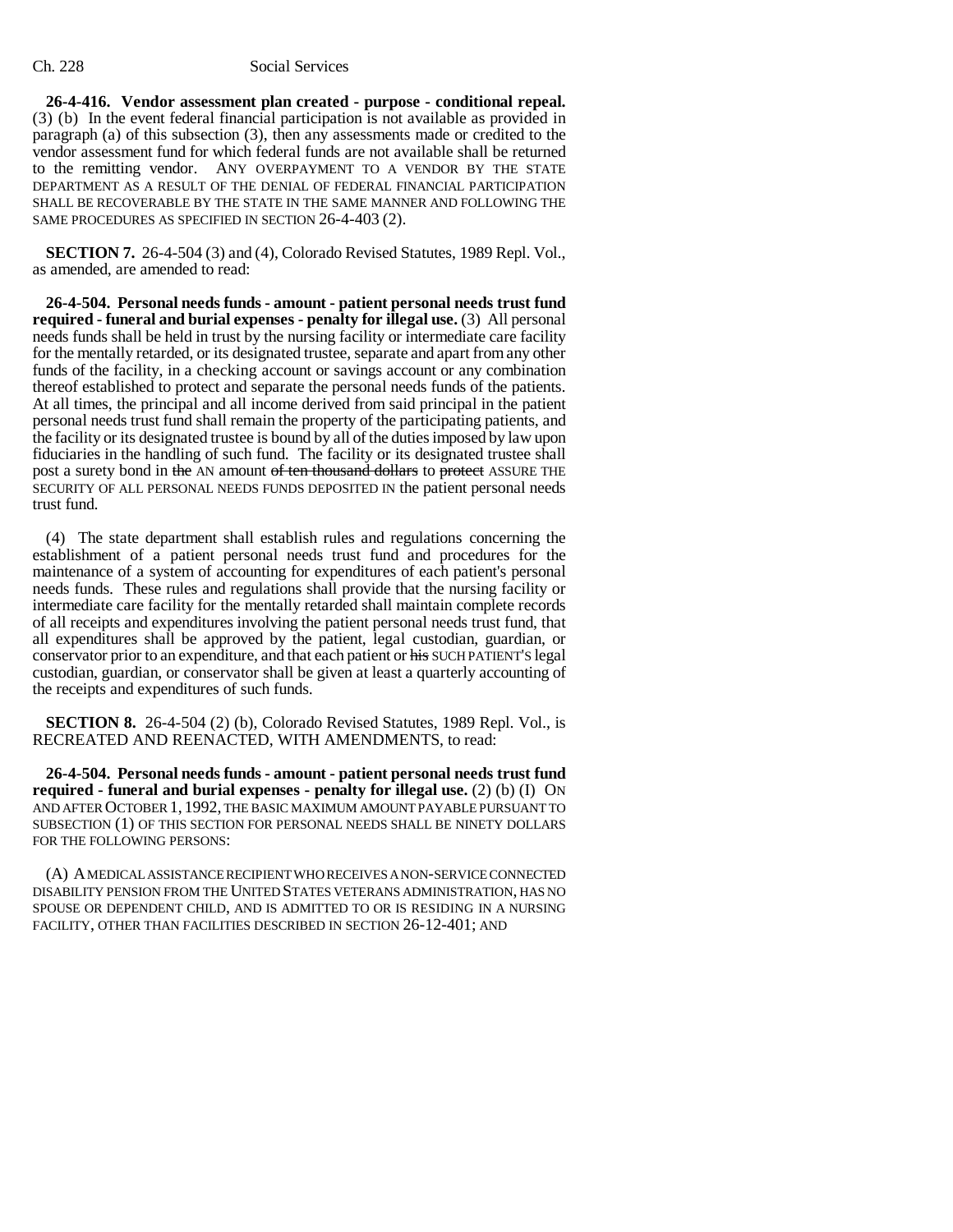**26-4-416. Vendor assessment plan created - purpose - conditional repeal.** (3) (b) In the event federal financial participation is not available as provided in paragraph (a) of this subsection (3), then any assessments made or credited to the vendor assessment fund for which federal funds are not available shall be returned to the remitting vendor. ANY OVERPAYMENT TO A VENDOR BY THE STATE DEPARTMENT AS A RESULT OF THE DENIAL OF FEDERAL FINANCIAL PARTICIPATION SHALL BE RECOVERABLE BY THE STATE IN THE SAME MANNER AND FOLLOWING THE SAME PROCEDURES AS SPECIFIED IN SECTION 26-4-403 (2).

**SECTION 7.** 26-4-504 (3) and (4), Colorado Revised Statutes, 1989 Repl. Vol., as amended, are amended to read:

**26-4-504. Personal needs funds - amount - patient personal needs trust fund required - funeral and burial expenses - penalty for illegal use.** (3) All personal needs funds shall be held in trust by the nursing facility or intermediate care facility for the mentally retarded, or its designated trustee, separate and apart from any other funds of the facility, in a checking account or savings account or any combination thereof established to protect and separate the personal needs funds of the patients. At all times, the principal and all income derived from said principal in the patient personal needs trust fund shall remain the property of the participating patients, and the facility or its designated trustee is bound by all of the duties imposed by law upon fiduciaries in the handling of such fund. The facility or its designated trustee shall post a surety bond in ~~the~~ AN amount ~~of ten thousand dollars~~ to ~~protect~~ ASSURE THE SECURITY OF ALL PERSONAL NEEDS FUNDS DEPOSITED IN the patient personal needs trust fund.

(4) The state department shall establish rules and regulations concerning the establishment of a patient personal needs trust fund and procedures for the maintenance of a system of accounting for expenditures of each patient's personal needs funds. These rules and regulations shall provide that the nursing facility or intermediate care facility for the mentally retarded shall maintain complete records of all receipts and expenditures involving the patient personal needs trust fund, that all expenditures shall be approved by the patient, legal custodian, guardian, or conservator prior to an expenditure, and that each patient or ~~his~~ SUCH PATIENT'S legal custodian, guardian, or conservator shall be given at least a quarterly accounting of the receipts and expenditures of such funds.

**SECTION 8.** 26-4-504 (2) (b), Colorado Revised Statutes, 1989 Repl. Vol., is RECREATED AND REENACTED, WITH AMENDMENTS, to read:

**26-4-504. Personal needs funds - amount - patient personal needs trust fund required - funeral and burial expenses - penalty for illegal use.** (2) (b) (I) ON AND AFTER OCTOBER 1, 1992, THE BASIC MAXIMUM AMOUNT PAYABLE PURSUANT TO SUBSECTION (1) OF THIS SECTION FOR PERSONAL NEEDS SHALL BE NINETY DOLLARS FOR THE FOLLOWING PERSONS:

(A) A MEDICAL ASSISTANCE RECIPIENT WHO RECEIVES A NON-SERVICE CONNECTED DISABILITY PENSION FROM THE UNITED STATES VETERANS ADMINISTRATION, HAS NO SPOUSE OR DEPENDENT CHILD, AND IS ADMITTED TO OR IS RESIDING IN A NURSING FACILITY, OTHER THAN FACILITIES DESCRIBED IN SECTION 26-12-401; AND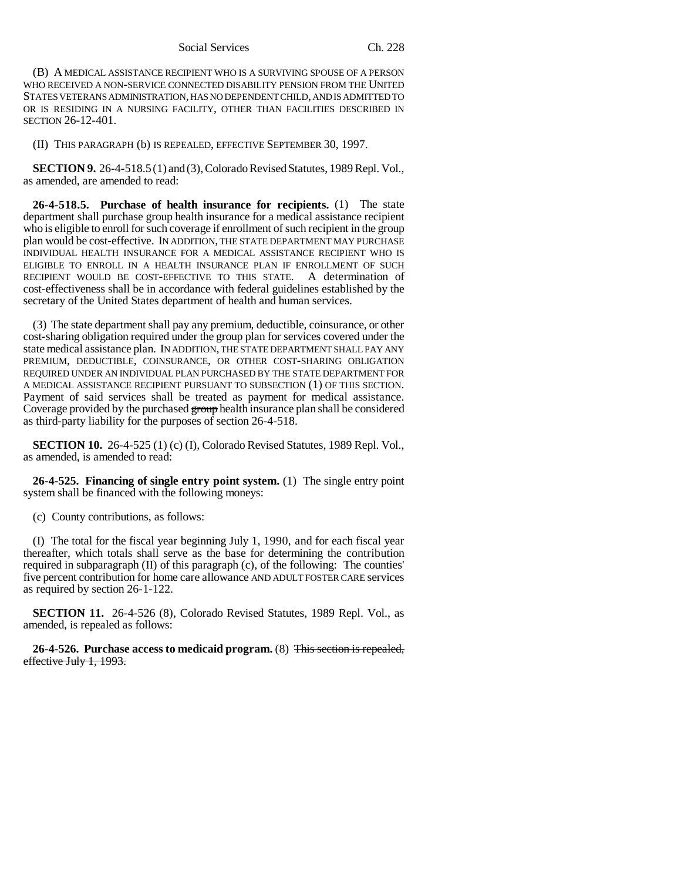(B) A MEDICAL ASSISTANCE RECIPIENT WHO IS A SURVIVING SPOUSE OF A PERSON WHO RECEIVED A NON-SERVICE CONNECTED DISABILITY PENSION FROM THE UNITED STATES VETERANS ADMINISTRATION, HAS NO DEPENDENT CHILD, AND IS ADMITTED TO OR IS RESIDING IN A NURSING FACILITY, OTHER THAN FACILITIES DESCRIBED IN SECTION 26-12-401.

(II) THIS PARAGRAPH (b) IS REPEALED, EFFECTIVE SEPTEMBER 30, 1997.

**SECTION 9.** 26-4-518.5 (1) and (3), Colorado Revised Statutes, 1989 Repl. Vol., as amended, are amended to read:

**26-4-518.5. Purchase of health insurance for recipients.** (1) The state department shall purchase group health insurance for a medical assistance recipient who is eligible to enroll for such coverage if enrollment of such recipient in the group plan would be cost-effective. IN ADDITION, THE STATE DEPARTMENT MAY PURCHASE INDIVIDUAL HEALTH INSURANCE FOR A MEDICAL ASSISTANCE RECIPIENT WHO IS ELIGIBLE TO ENROLL IN A HEALTH INSURANCE PLAN IF ENROLLMENT OF SUCH RECIPIENT WOULD BE COST-EFFECTIVE TO THIS STATE. A determination of cost-effectiveness shall be in accordance with federal guidelines established by the secretary of the United States department of health and human services.

(3) The state department shall pay any premium, deductible, coinsurance, or other cost-sharing obligation required under the group plan for services covered under the state medical assistance plan. IN ADDITION, THE STATE DEPARTMENT SHALL PAY ANY PREMIUM, DEDUCTIBLE, COINSURANCE, OR OTHER COST-SHARING OBLIGATION REQUIRED UNDER AN INDIVIDUAL PLAN PURCHASED BY THE STATE DEPARTMENT FOR A MEDICAL ASSISTANCE RECIPIENT PURSUANT TO SUBSECTION (1) OF THIS SECTION. Payment of said services shall be treated as payment for medical assistance. Coverage provided by the purchased ~~group~~ health insurance plan shall be considered as third-party liability for the purposes of section 26-4-518.

**SECTION 10.** 26-4-525 (1) (c) (I), Colorado Revised Statutes, 1989 Repl. Vol., as amended, is amended to read:

**26-4-525. Financing of single entry point system.** (1) The single entry point system shall be financed with the following moneys:

(c) County contributions, as follows:

(I) The total for the fiscal year beginning July 1, 1990, and for each fiscal year thereafter, which totals shall serve as the base for determining the contribution required in subparagraph (II) of this paragraph (c), of the following: The counties' five percent contribution for home care allowance AND ADULT FOSTER CARE services as required by section 26-1-122.

**SECTION 11.** 26-4-526 (8), Colorado Revised Statutes, 1989 Repl. Vol., as amended, is repealed as follows:

**26-4-526. Purchase access to medicaid program.** (8) ~~This section is repealed, effective July 1, 1993.~~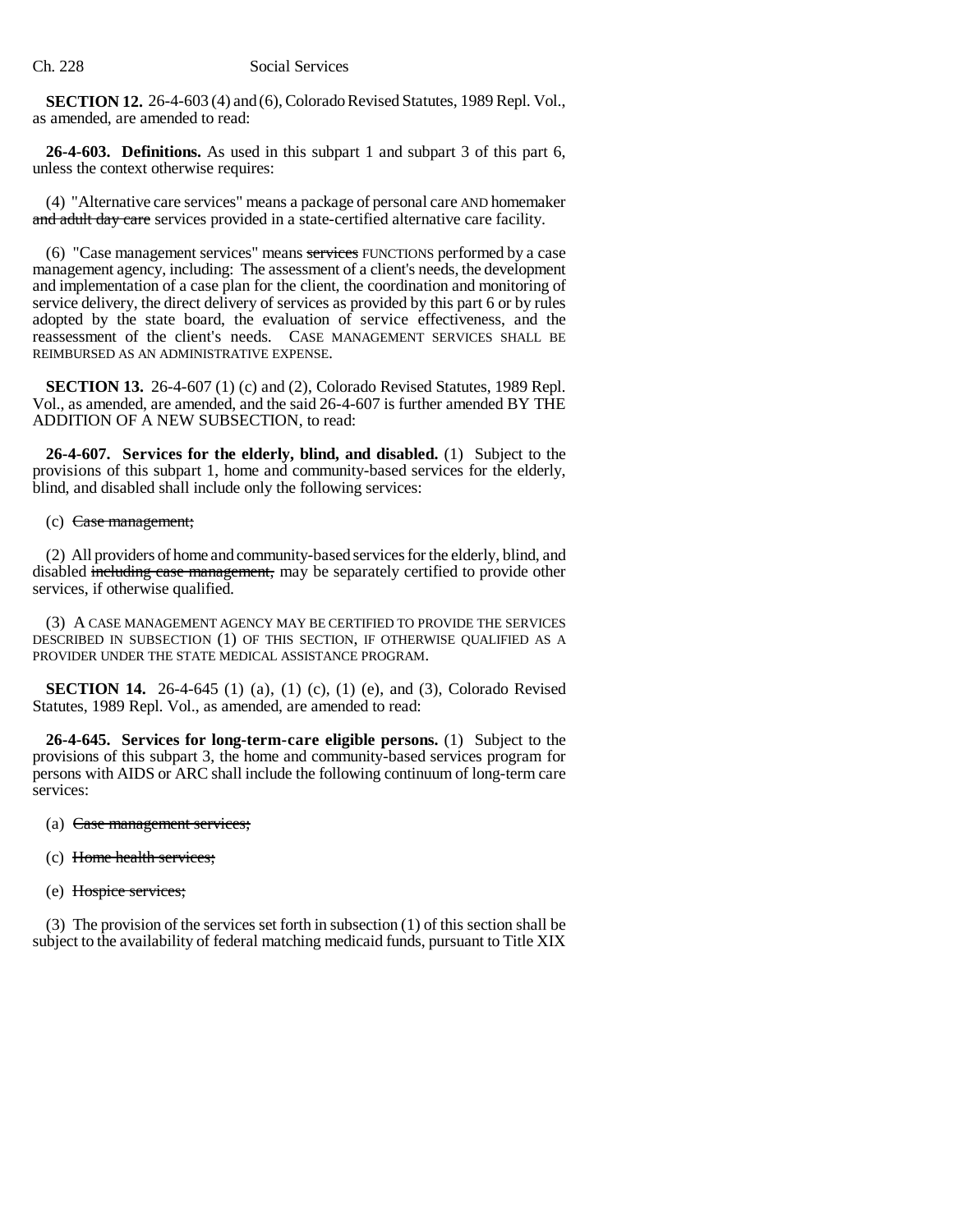**SECTION 12.** 26-4-603 (4) and (6), Colorado Revised Statutes, 1989 Repl. Vol., as amended, are amended to read:

**26-4-603. Definitions.** As used in this subpart 1 and subpart 3 of this part 6, unless the context otherwise requires:

(4) "Alternative care services" means a package of personal care AND homemaker ~~and adult day care~~ services provided in a state-certified alternative care facility.

(6) "Case management services" means ~~services~~ FUNCTIONS performed by a case management agency, including: The assessment of a client's needs, the development and implementation of a case plan for the client, the coordination and monitoring of service delivery, the direct delivery of services as provided by this part 6 or by rules adopted by the state board, the evaluation of service effectiveness, and the reassessment of the client's needs. CASE MANAGEMENT SERVICES SHALL BE REIMBURSED AS AN ADMINISTRATIVE EXPENSE.

**SECTION 13.** 26-4-607 (1) (c) and (2), Colorado Revised Statutes, 1989 Repl. Vol., as amended, are amended, and the said 26-4-607 is further amended BY THE ADDITION OF A NEW SUBSECTION, to read:

**26-4-607. Services for the elderly, blind, and disabled.** (1) Subject to the provisions of this subpart 1, home and community-based services for the elderly, blind, and disabled shall include only the following services:

(c) ~~Case management;~~

(2) All providers of home and community-based services for the elderly, blind, and disabled ~~including case management,~~ may be separately certified to provide other services, if otherwise qualified.

(3) A CASE MANAGEMENT AGENCY MAY BE CERTIFIED TO PROVIDE THE SERVICES DESCRIBED IN SUBSECTION (1) OF THIS SECTION, IF OTHERWISE QUALIFIED AS A PROVIDER UNDER THE STATE MEDICAL ASSISTANCE PROGRAM.

**SECTION 14.** 26-4-645 (1) (a), (1) (c), (1) (e), and (3), Colorado Revised Statutes, 1989 Repl. Vol., as amended, are amended to read:

**26-4-645. Services for long-term-care eligible persons.** (1) Subject to the provisions of this subpart 3, the home and community-based services program for persons with AIDS or ARC shall include the following continuum of long-term care services:

(a) ~~Case management services;~~

(c) ~~Home health services;~~

(e) ~~Hospice services;~~

(3) The provision of the services set forth in subsection (1) of this section shall be subject to the availability of federal matching medicaid funds, pursuant to Title XIX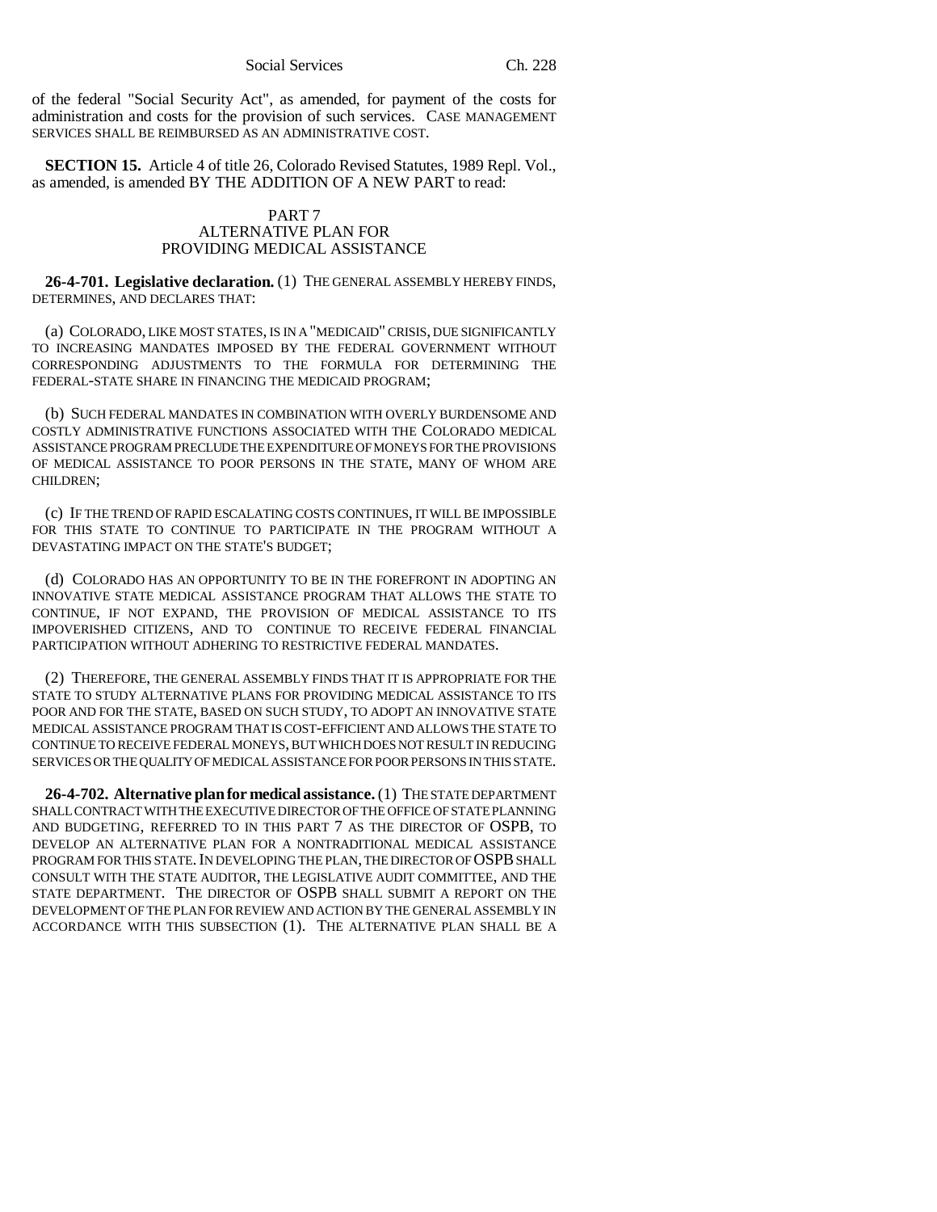of the federal "Social Security Act", as amended, for payment of the costs for administration and costs for the provision of such services. CASE MANAGEMENT SERVICES SHALL BE REIMBURSED AS AN ADMINISTRATIVE COST.

**SECTION 15.** Article 4 of title 26, Colorado Revised Statutes, 1989 Repl. Vol., as amended, is amended BY THE ADDITION OF A NEW PART to read:

PART 7
ALTERNATIVE PLAN FOR
PROVIDING MEDICAL ASSISTANCE

**26-4-701. Legislative declaration.** (1) THE GENERAL ASSEMBLY HEREBY FINDS, DETERMINES, AND DECLARES THAT:

(a) COLORADO, LIKE MOST STATES, IS IN A "MEDICAID" CRISIS, DUE SIGNIFICANTLY TO INCREASING MANDATES IMPOSED BY THE FEDERAL GOVERNMENT WITHOUT CORRESPONDING ADJUSTMENTS TO THE FORMULA FOR DETERMINING THE FEDERAL-STATE SHARE IN FINANCING THE MEDICAID PROGRAM;

(b) SUCH FEDERAL MANDATES IN COMBINATION WITH OVERLY BURDENSOME AND COSTLY ADMINISTRATIVE FUNCTIONS ASSOCIATED WITH THE COLORADO MEDICAL ASSISTANCE PROGRAM PRECLUDE THE EXPENDITURE OF MONEYS FOR THE PROVISIONS OF MEDICAL ASSISTANCE TO POOR PERSONS IN THE STATE, MANY OF WHOM ARE CHILDREN;

(c) IF THE TREND OF RAPID ESCALATING COSTS CONTINUES, IT WILL BE IMPOSSIBLE FOR THIS STATE TO CONTINUE TO PARTICIPATE IN THE PROGRAM WITHOUT A DEVASTATING IMPACT ON THE STATE'S BUDGET;

(d) COLORADO HAS AN OPPORTUNITY TO BE IN THE FOREFRONT IN ADOPTING AN INNOVATIVE STATE MEDICAL ASSISTANCE PROGRAM THAT ALLOWS THE STATE TO CONTINUE, IF NOT EXPAND, THE PROVISION OF MEDICAL ASSISTANCE TO ITS IMPOVERISHED CITIZENS, AND TO CONTINUE TO RECEIVE FEDERAL FINANCIAL PARTICIPATION WITHOUT ADHERING TO RESTRICTIVE FEDERAL MANDATES.

(2) THEREFORE, THE GENERAL ASSEMBLY FINDS THAT IT IS APPROPRIATE FOR THE STATE TO STUDY ALTERNATIVE PLANS FOR PROVIDING MEDICAL ASSISTANCE TO ITS POOR AND FOR THE STATE, BASED ON SUCH STUDY, TO ADOPT AN INNOVATIVE STATE MEDICAL ASSISTANCE PROGRAM THAT IS COST-EFFICIENT AND ALLOWS THE STATE TO CONTINUE TO RECEIVE FEDERAL MONEYS, BUT WHICH DOES NOT RESULT IN REDUCING SERVICES OR THE QUALITY OF MEDICAL ASSISTANCE FOR POOR PERSONS IN THIS STATE.

**26-4-702. Alternative plan for medical assistance.** (1) THE STATE DEPARTMENT SHALL CONTRACT WITH THE EXECUTIVE DIRECTOR OF THE OFFICE OF STATE PLANNING AND BUDGETING, REFERRED TO IN THIS PART 7 AS THE DIRECTOR OF OSPB, TO DEVELOP AN ALTERNATIVE PLAN FOR A NONTRADITIONAL MEDICAL ASSISTANCE PROGRAM FOR THIS STATE. IN DEVELOPING THE PLAN, THE DIRECTOR OF OSPB SHALL CONSULT WITH THE STATE AUDITOR, THE LEGISLATIVE AUDIT COMMITTEE, AND THE STATE DEPARTMENT. THE DIRECTOR OF OSPB SHALL SUBMIT A REPORT ON THE DEVELOPMENT OF THE PLAN FOR REVIEW AND ACTION BY THE GENERAL ASSEMBLY IN ACCORDANCE WITH THIS SUBSECTION (1). THE ALTERNATIVE PLAN SHALL BE A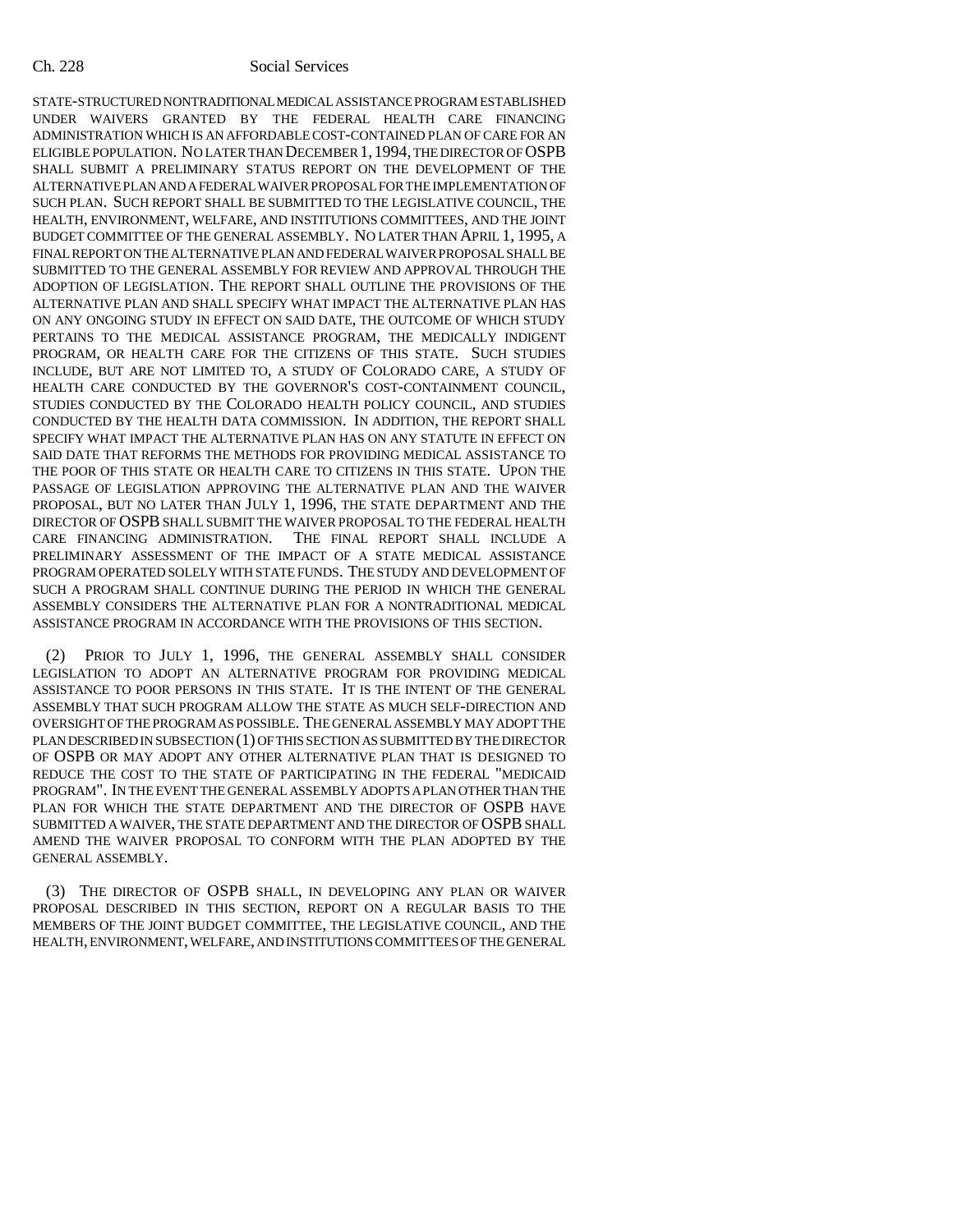STATE-STRUCTURED NONTRADITIONAL MEDICAL ASSISTANCE PROGRAM ESTABLISHED UNDER WAIVERS GRANTED BY THE FEDERAL HEALTH CARE FINANCING ADMINISTRATION WHICH IS AN AFFORDABLE COST-CONTAINED PLAN OF CARE FOR AN ELIGIBLE POPULATION. NO LATER THAN DECEMBER 1, 1994, THE DIRECTOR OF OSPB SHALL SUBMIT A PRELIMINARY STATUS REPORT ON THE DEVELOPMENT OF THE ALTERNATIVE PLAN AND A FEDERAL WAIVER PROPOSAL FOR THE IMPLEMENTATION OF SUCH PLAN. SUCH REPORT SHALL BE SUBMITTED TO THE LEGISLATIVE COUNCIL, THE HEALTH, ENVIRONMENT, WELFARE, AND INSTITUTIONS COMMITTEES, AND THE JOINT BUDGET COMMITTEE OF THE GENERAL ASSEMBLY. NO LATER THAN APRIL 1, 1995, A FINAL REPORT ON THE ALTERNATIVE PLAN AND FEDERAL WAIVER PROPOSAL SHALL BE SUBMITTED TO THE GENERAL ASSEMBLY FOR REVIEW AND APPROVAL THROUGH THE ADOPTION OF LEGISLATION. THE REPORT SHALL OUTLINE THE PROVISIONS OF THE ALTERNATIVE PLAN AND SHALL SPECIFY WHAT IMPACT THE ALTERNATIVE PLAN HAS ON ANY ONGOING STUDY IN EFFECT ON SAID DATE, THE OUTCOME OF WHICH STUDY PERTAINS TO THE MEDICAL ASSISTANCE PROGRAM, THE MEDICALLY INDIGENT PROGRAM, OR HEALTH CARE FOR THE CITIZENS OF THIS STATE. SUCH STUDIES INCLUDE, BUT ARE NOT LIMITED TO, A STUDY OF COLORADO CARE, A STUDY OF HEALTH CARE CONDUCTED BY THE GOVERNOR'S COST-CONTAINMENT COUNCIL, STUDIES CONDUCTED BY THE COLORADO HEALTH POLICY COUNCIL, AND STUDIES CONDUCTED BY THE HEALTH DATA COMMISSION. IN ADDITION, THE REPORT SHALL SPECIFY WHAT IMPACT THE ALTERNATIVE PLAN HAS ON ANY STATUTE IN EFFECT ON SAID DATE THAT REFORMS THE METHODS FOR PROVIDING MEDICAL ASSISTANCE TO THE POOR OF THIS STATE OR HEALTH CARE TO CITIZENS IN THIS STATE. UPON THE PASSAGE OF LEGISLATION APPROVING THE ALTERNATIVE PLAN AND THE WAIVER PROPOSAL, BUT NO LATER THAN JULY 1, 1996, THE STATE DEPARTMENT AND THE DIRECTOR OF OSPB SHALL SUBMIT THE WAIVER PROPOSAL TO THE FEDERAL HEALTH CARE FINANCING ADMINISTRATION. THE FINAL REPORT SHALL INCLUDE A PRELIMINARY ASSESSMENT OF THE IMPACT OF A STATE MEDICAL ASSISTANCE PROGRAM OPERATED SOLELY WITH STATE FUNDS. THE STUDY AND DEVELOPMENT OF SUCH A PROGRAM SHALL CONTINUE DURING THE PERIOD IN WHICH THE GENERAL ASSEMBLY CONSIDERS THE ALTERNATIVE PLAN FOR A NONTRADITIONAL MEDICAL ASSISTANCE PROGRAM IN ACCORDANCE WITH THE PROVISIONS OF THIS SECTION.

(2) PRIOR TO JULY 1, 1996, THE GENERAL ASSEMBLY SHALL CONSIDER LEGISLATION TO ADOPT AN ALTERNATIVE PROGRAM FOR PROVIDING MEDICAL ASSISTANCE TO POOR PERSONS IN THIS STATE. IT IS THE INTENT OF THE GENERAL ASSEMBLY THAT SUCH PROGRAM ALLOW THE STATE AS MUCH SELF-DIRECTION AND OVERSIGHT OF THE PROGRAM AS POSSIBLE. THE GENERAL ASSEMBLY MAY ADOPT THE PLAN DESCRIBED IN SUBSECTION (1) OF THIS SECTION AS SUBMITTED BY THE DIRECTOR OF OSPB OR MAY ADOPT ANY OTHER ALTERNATIVE PLAN THAT IS DESIGNED TO REDUCE THE COST TO THE STATE OF PARTICIPATING IN THE FEDERAL "MEDICAID PROGRAM". IN THE EVENT THE GENERAL ASSEMBLY ADOPTS A PLAN OTHER THAN THE PLAN FOR WHICH THE STATE DEPARTMENT AND THE DIRECTOR OF OSPB HAVE SUBMITTED A WAIVER, THE STATE DEPARTMENT AND THE DIRECTOR OF OSPB SHALL AMEND THE WAIVER PROPOSAL TO CONFORM WITH THE PLAN ADOPTED BY THE GENERAL ASSEMBLY.

(3) THE DIRECTOR OF OSPB SHALL, IN DEVELOPING ANY PLAN OR WAIVER PROPOSAL DESCRIBED IN THIS SECTION, REPORT ON A REGULAR BASIS TO THE MEMBERS OF THE JOINT BUDGET COMMITTEE, THE LEGISLATIVE COUNCIL, AND THE HEALTH, ENVIRONMENT, WELFARE, AND INSTITUTIONS COMMITTEES OF THE GENERAL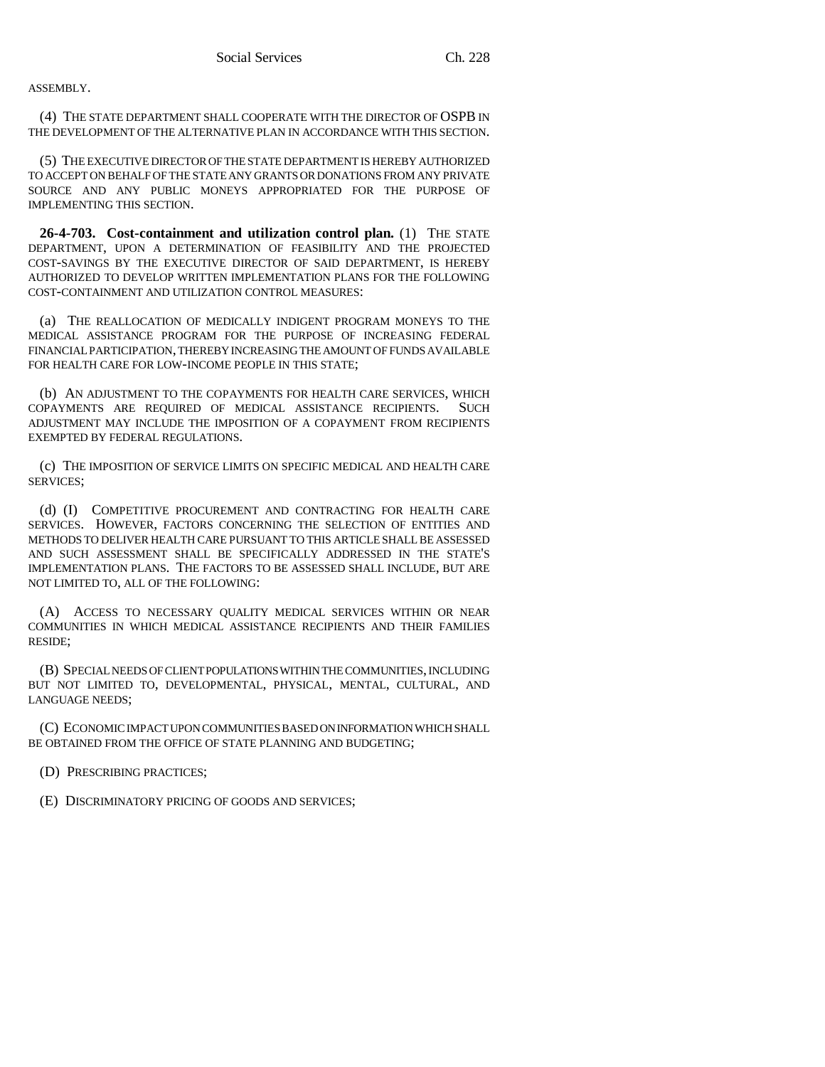ASSEMBLY.

(4) THE STATE DEPARTMENT SHALL COOPERATE WITH THE DIRECTOR OF OSPB IN THE DEVELOPMENT OF THE ALTERNATIVE PLAN IN ACCORDANCE WITH THIS SECTION.

(5) THE EXECUTIVE DIRECTOR OF THE STATE DEPARTMENT IS HEREBY AUTHORIZED TO ACCEPT ON BEHALF OF THE STATE ANY GRANTS OR DONATIONS FROM ANY PRIVATE SOURCE AND ANY PUBLIC MONEYS APPROPRIATED FOR THE PURPOSE OF IMPLEMENTING THIS SECTION.

**26-4-703. Cost-containment and utilization control plan.** (1) THE STATE DEPARTMENT, UPON A DETERMINATION OF FEASIBILITY AND THE PROJECTED COST-SAVINGS BY THE EXECUTIVE DIRECTOR OF SAID DEPARTMENT, IS HEREBY AUTHORIZED TO DEVELOP WRITTEN IMPLEMENTATION PLANS FOR THE FOLLOWING COST-CONTAINMENT AND UTILIZATION CONTROL MEASURES:

(a) THE REALLOCATION OF MEDICALLY INDIGENT PROGRAM MONEYS TO THE MEDICAL ASSISTANCE PROGRAM FOR THE PURPOSE OF INCREASING FEDERAL FINANCIAL PARTICIPATION, THEREBY INCREASING THE AMOUNT OF FUNDS AVAILABLE FOR HEALTH CARE FOR LOW-INCOME PEOPLE IN THIS STATE;

(b) AN ADJUSTMENT TO THE COPAYMENTS FOR HEALTH CARE SERVICES, WHICH COPAYMENTS ARE REQUIRED OF MEDICAL ASSISTANCE RECIPIENTS. SUCH ADJUSTMENT MAY INCLUDE THE IMPOSITION OF A COPAYMENT FROM RECIPIENTS EXEMPTED BY FEDERAL REGULATIONS.

(c) THE IMPOSITION OF SERVICE LIMITS ON SPECIFIC MEDICAL AND HEALTH CARE SERVICES;

(d) (I) COMPETITIVE PROCUREMENT AND CONTRACTING FOR HEALTH CARE SERVICES. HOWEVER, FACTORS CONCERNING THE SELECTION OF ENTITIES AND METHODS TO DELIVER HEALTH CARE PURSUANT TO THIS ARTICLE SHALL BE ASSESSED AND SUCH ASSESSMENT SHALL BE SPECIFICALLY ADDRESSED IN THE STATE'S IMPLEMENTATION PLANS. THE FACTORS TO BE ASSESSED SHALL INCLUDE, BUT ARE NOT LIMITED TO, ALL OF THE FOLLOWING:

(A) ACCESS TO NECESSARY QUALITY MEDICAL SERVICES WITHIN OR NEAR COMMUNITIES IN WHICH MEDICAL ASSISTANCE RECIPIENTS AND THEIR FAMILIES RESIDE;

(B) SPECIAL NEEDS OF CLIENT POPULATIONS WITHIN THE COMMUNITIES, INCLUDING BUT NOT LIMITED TO, DEVELOPMENTAL, PHYSICAL, MENTAL, CULTURAL, AND LANGUAGE NEEDS;

(C) ECONOMIC IMPACT UPON COMMUNITIES BASED ON INFORMATION WHICH SHALL BE OBTAINED FROM THE OFFICE OF STATE PLANNING AND BUDGETING;

(D) PRESCRIBING PRACTICES;

(E) DISCRIMINATORY PRICING OF GOODS AND SERVICES;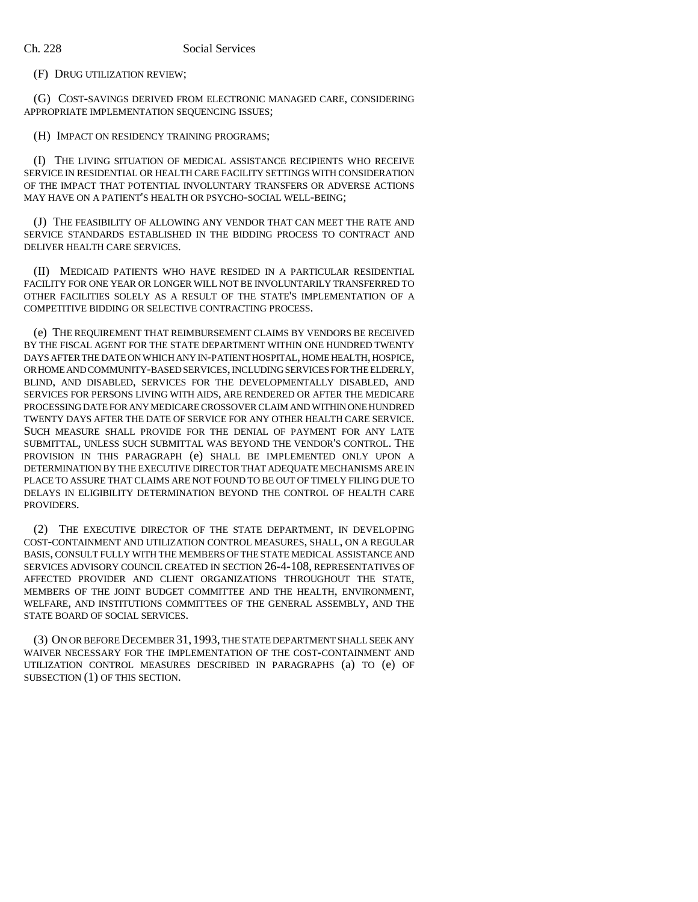(F) DRUG UTILIZATION REVIEW;

(G) COST-SAVINGS DERIVED FROM ELECTRONIC MANAGED CARE, CONSIDERING APPROPRIATE IMPLEMENTATION SEQUENCING ISSUES;

(H) IMPACT ON RESIDENCY TRAINING PROGRAMS;

(I) THE LIVING SITUATION OF MEDICAL ASSISTANCE RECIPIENTS WHO RECEIVE SERVICE IN RESIDENTIAL OR HEALTH CARE FACILITY SETTINGS WITH CONSIDERATION OF THE IMPACT THAT POTENTIAL INVOLUNTARY TRANSFERS OR ADVERSE ACTIONS MAY HAVE ON A PATIENT'S HEALTH OR PSYCHO-SOCIAL WELL-BEING;

(J) THE FEASIBILITY OF ALLOWING ANY VENDOR THAT CAN MEET THE RATE AND SERVICE STANDARDS ESTABLISHED IN THE BIDDING PROCESS TO CONTRACT AND DELIVER HEALTH CARE SERVICES.

(II) MEDICAID PATIENTS WHO HAVE RESIDED IN A PARTICULAR RESIDENTIAL FACILITY FOR ONE YEAR OR LONGER WILL NOT BE INVOLUNTARILY TRANSFERRED TO OTHER FACILITIES SOLELY AS A RESULT OF THE STATE'S IMPLEMENTATION OF A COMPETITIVE BIDDING OR SELECTIVE CONTRACTING PROCESS.

(e) THE REQUIREMENT THAT REIMBURSEMENT CLAIMS BY VENDORS BE RECEIVED BY THE FISCAL AGENT FOR THE STATE DEPARTMENT WITHIN ONE HUNDRED TWENTY DAYS AFTER THE DATE ON WHICH ANY IN-PATIENT HOSPITAL, HOME HEALTH, HOSPICE, OR HOME AND COMMUNITY-BASED SERVICES, INCLUDING SERVICES FOR THE ELDERLY, BLIND, AND DISABLED, SERVICES FOR THE DEVELOPMENTALLY DISABLED, AND SERVICES FOR PERSONS LIVING WITH AIDS, ARE RENDERED OR AFTER THE MEDICARE PROCESSING DATE FOR ANY MEDICARE CROSSOVER CLAIM AND WITHIN ONE HUNDRED TWENTY DAYS AFTER THE DATE OF SERVICE FOR ANY OTHER HEALTH CARE SERVICE. SUCH MEASURE SHALL PROVIDE FOR THE DENIAL OF PAYMENT FOR ANY LATE SUBMITTAL, UNLESS SUCH SUBMITTAL WAS BEYOND THE VENDOR'S CONTROL. THE PROVISION IN THIS PARAGRAPH (e) SHALL BE IMPLEMENTED ONLY UPON A DETERMINATION BY THE EXECUTIVE DIRECTOR THAT ADEQUATE MECHANISMS ARE IN PLACE TO ASSURE THAT CLAIMS ARE NOT FOUND TO BE OUT OF TIMELY FILING DUE TO DELAYS IN ELIGIBILITY DETERMINATION BEYOND THE CONTROL OF HEALTH CARE PROVIDERS.

(2) THE EXECUTIVE DIRECTOR OF THE STATE DEPARTMENT, IN DEVELOPING COST-CONTAINMENT AND UTILIZATION CONTROL MEASURES, SHALL, ON A REGULAR BASIS, CONSULT FULLY WITH THE MEMBERS OF THE STATE MEDICAL ASSISTANCE AND SERVICES ADVISORY COUNCIL CREATED IN SECTION 26-4-108, REPRESENTATIVES OF AFFECTED PROVIDER AND CLIENT ORGANIZATIONS THROUGHOUT THE STATE, MEMBERS OF THE JOINT BUDGET COMMITTEE AND THE HEALTH, ENVIRONMENT, WELFARE, AND INSTITUTIONS COMMITTEES OF THE GENERAL ASSEMBLY, AND THE STATE BOARD OF SOCIAL SERVICES.

(3) ON OR BEFORE DECEMBER 31, 1993, THE STATE DEPARTMENT SHALL SEEK ANY WAIVER NECESSARY FOR THE IMPLEMENTATION OF THE COST-CONTAINMENT AND UTILIZATION CONTROL MEASURES DESCRIBED IN PARAGRAPHS (a) TO (e) OF SUBSECTION (1) OF THIS SECTION.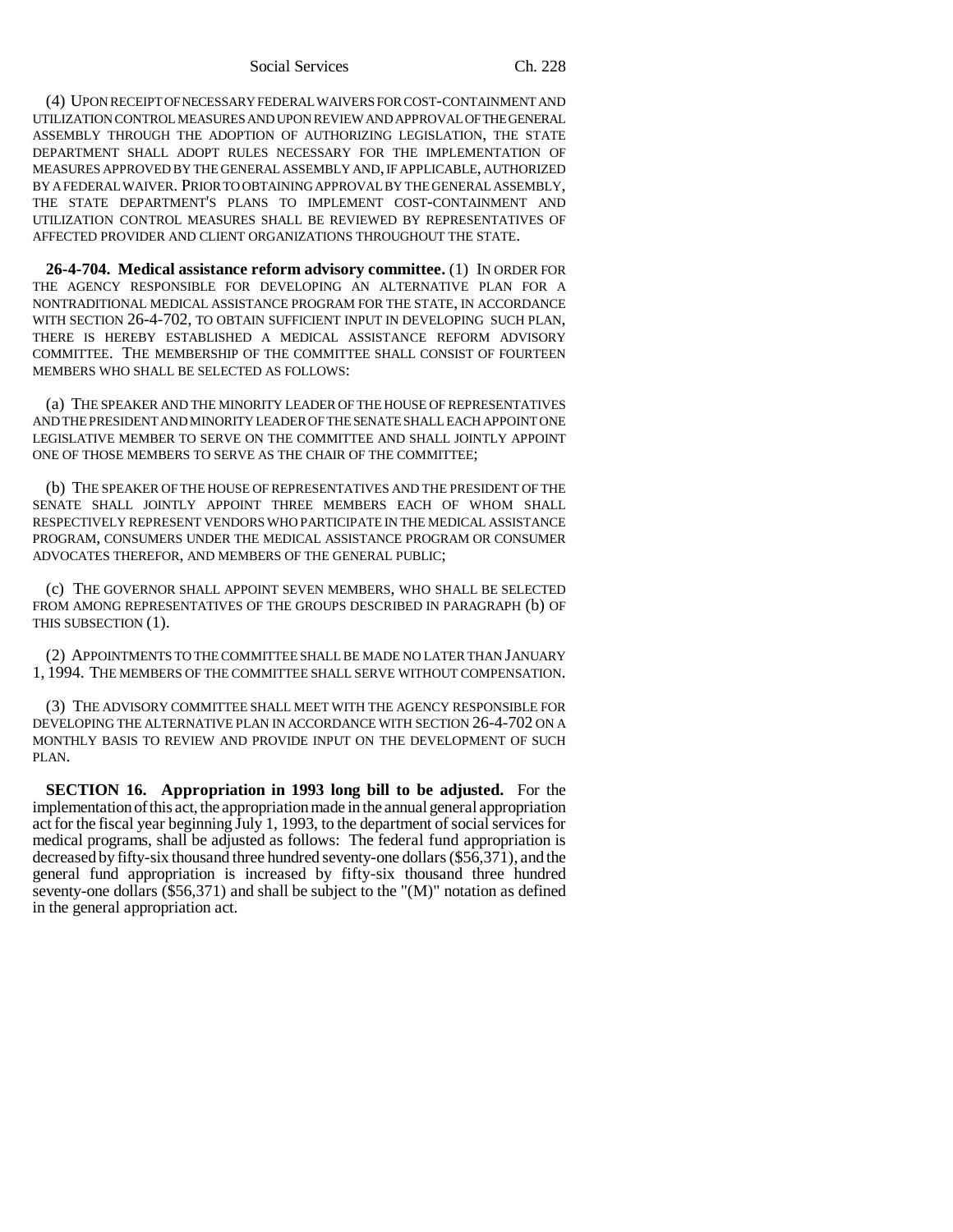(4) UPON RECEIPT OF NECESSARY FEDERAL WAIVERS FOR COST-CONTAINMENT AND UTILIZATION CONTROL MEASURES AND UPON REVIEW AND APPROVAL OF THE GENERAL ASSEMBLY THROUGH THE ADOPTION OF AUTHORIZING LEGISLATION, THE STATE DEPARTMENT SHALL ADOPT RULES NECESSARY FOR THE IMPLEMENTATION OF MEASURES APPROVED BY THE GENERAL ASSEMBLY AND, IF APPLICABLE, AUTHORIZED BY A FEDERAL WAIVER. PRIOR TO OBTAINING APPROVAL BY THE GENERAL ASSEMBLY, THE STATE DEPARTMENT'S PLANS TO IMPLEMENT COST-CONTAINMENT AND UTILIZATION CONTROL MEASURES SHALL BE REVIEWED BY REPRESENTATIVES OF AFFECTED PROVIDER AND CLIENT ORGANIZATIONS THROUGHOUT THE STATE.

**26-4-704. Medical assistance reform advisory committee.** (1) IN ORDER FOR THE AGENCY RESPONSIBLE FOR DEVELOPING AN ALTERNATIVE PLAN FOR A NONTRADITIONAL MEDICAL ASSISTANCE PROGRAM FOR THE STATE, IN ACCORDANCE WITH SECTION 26-4-702, TO OBTAIN SUFFICIENT INPUT IN DEVELOPING SUCH PLAN, THERE IS HEREBY ESTABLISHED A MEDICAL ASSISTANCE REFORM ADVISORY COMMITTEE. THE MEMBERSHIP OF THE COMMITTEE SHALL CONSIST OF FOURTEEN MEMBERS WHO SHALL BE SELECTED AS FOLLOWS:

(a) THE SPEAKER AND THE MINORITY LEADER OF THE HOUSE OF REPRESENTATIVES AND THE PRESIDENT AND MINORITY LEADER OF THE SENATE SHALL EACH APPOINT ONE LEGISLATIVE MEMBER TO SERVE ON THE COMMITTEE AND SHALL JOINTLY APPOINT ONE OF THOSE MEMBERS TO SERVE AS THE CHAIR OF THE COMMITTEE;

(b) THE SPEAKER OF THE HOUSE OF REPRESENTATIVES AND THE PRESIDENT OF THE SENATE SHALL JOINTLY APPOINT THREE MEMBERS EACH OF WHOM SHALL RESPECTIVELY REPRESENT VENDORS WHO PARTICIPATE IN THE MEDICAL ASSISTANCE PROGRAM, CONSUMERS UNDER THE MEDICAL ASSISTANCE PROGRAM OR CONSUMER ADVOCATES THEREFOR, AND MEMBERS OF THE GENERAL PUBLIC;

(c) THE GOVERNOR SHALL APPOINT SEVEN MEMBERS, WHO SHALL BE SELECTED FROM AMONG REPRESENTATIVES OF THE GROUPS DESCRIBED IN PARAGRAPH (b) OF THIS SUBSECTION (1).

(2) APPOINTMENTS TO THE COMMITTEE SHALL BE MADE NO LATER THAN JANUARY 1, 1994. THE MEMBERS OF THE COMMITTEE SHALL SERVE WITHOUT COMPENSATION.

(3) THE ADVISORY COMMITTEE SHALL MEET WITH THE AGENCY RESPONSIBLE FOR DEVELOPING THE ALTERNATIVE PLAN IN ACCORDANCE WITH SECTION 26-4-702 ON A MONTHLY BASIS TO REVIEW AND PROVIDE INPUT ON THE DEVELOPMENT OF SUCH PLAN.

**SECTION 16. Appropriation in 1993 long bill to be adjusted.** For the implementation of this act, the appropriation made in the annual general appropriation act for the fiscal year beginning July 1, 1993, to the department of social services for medical programs, shall be adjusted as follows: The federal fund appropriation is decreased by fifty-six thousand three hundred seventy-one dollars ($56,371), and the general fund appropriation is increased by fifty-six thousand three hundred seventy-one dollars ($56,371) and shall be subject to the "(M)" notation as defined in the general appropriation act.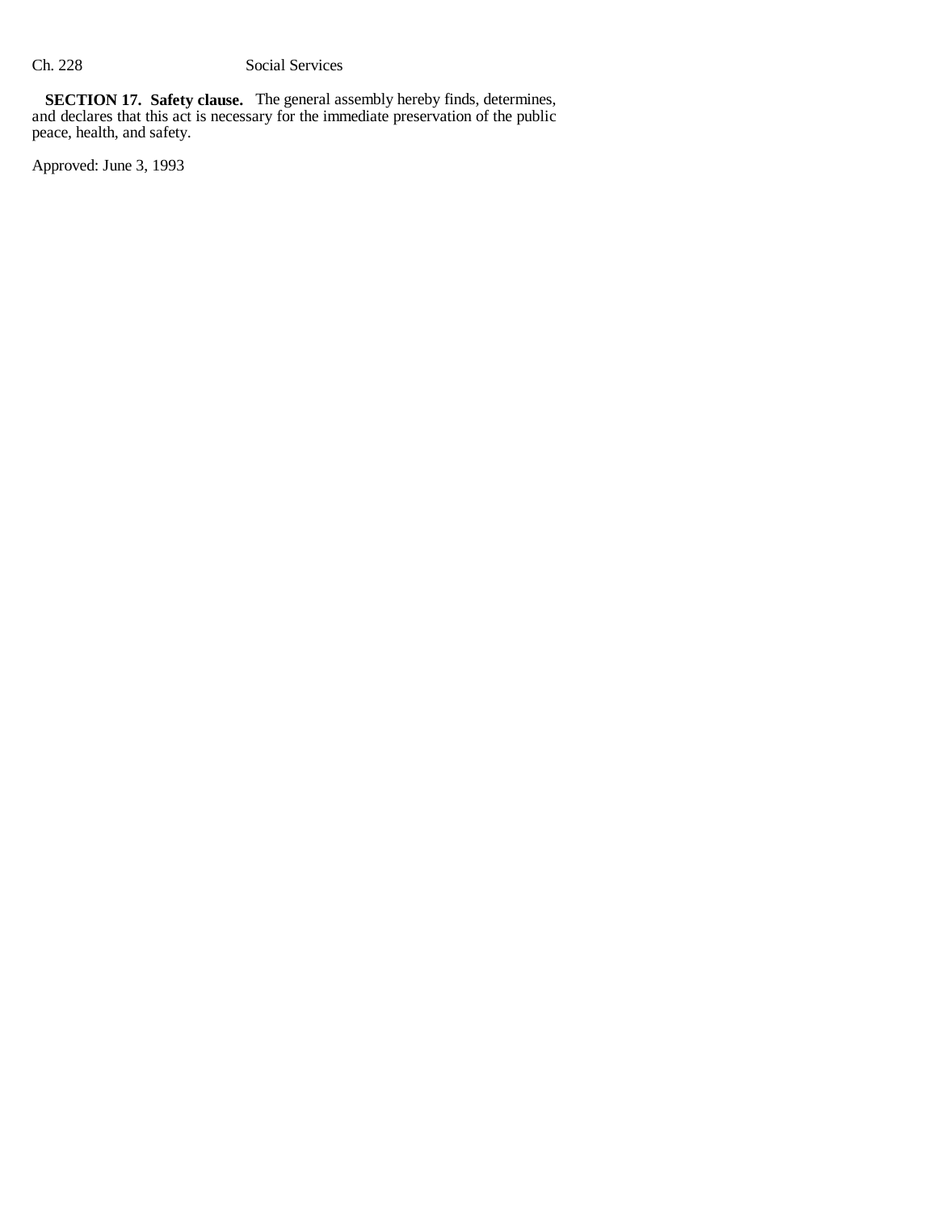**SECTION 17. Safety clause.** The general assembly hereby finds, determines, and declares that this act is necessary for the immediate preservation of the public peace, health, and safety.

Approved: June 3, 1993